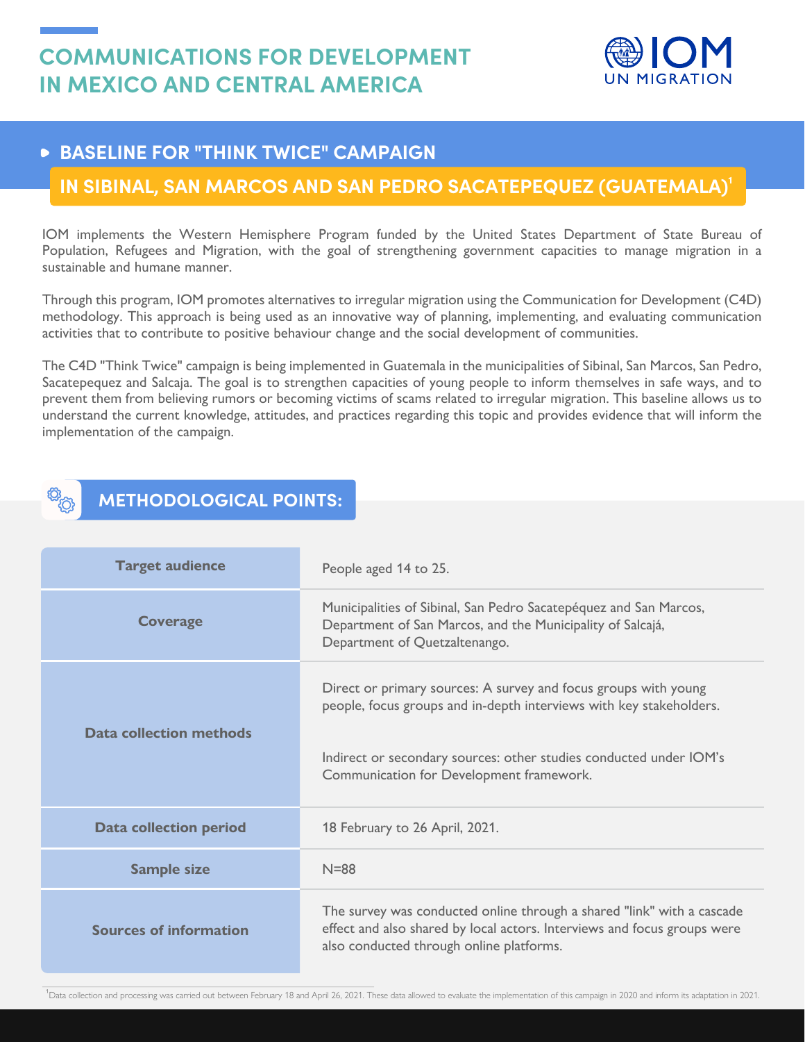# COMMUNICATIONS FOR DEVELOPMENT IN MEXICO AND CENTRAL AMERICA

IOM UN MIGRATION

## BASELINE FOR "THINK TWICE" CAMPAIGN

## IN SIBINAL, SAN MARCOS AND SAN PEDRO SACATEPEQUEZ (GUATEMALA)[1]

IOM implements the Western Hemisphere Program funded by the United States Department of State Bureau of Population, Refugees and Migration, with the goal of strengthening government capacities to manage migration in a sustainable and humane manner.

Through this program, IOM promotes alternatives to irregular migration using the Communication for Development (C4D) methodology. This approach is being used as an innovative way of planning, implementing, and evaluating communication activities that to contribute to positive behaviour change and the social development of communities.

The C4D "Think Twice" campaign is being implemented in Guatemala in the municipalities of Sibinal, San Marcos, San Pedro, Sacatepequez and Salcaja. The goal is to strengthen capacities of young people to inform themselves in safe ways, and to prevent them from believing rumors or becoming victims of scams related to irregular migration. This baseline allows us to understand the current knowledge, attitudes, and practices regarding this topic and provides evidence that will inform the implementation of the campaign.

## METHODOLOGICAL POINTS:

| | |
|---|---|
| **Target audience** | People aged 14 to 25. |
| **Coverage** | Municipalities of Sibinal, San Pedro Sacatepéquez and San Marcos, Department of San Marcos, and the Municipality of Salcajá, Department of Quetzaltenango. |
| **Data collection methods** | Direct or primary sources: A survey and focus groups with young people, focus groups and in-depth interviews with key stakeholders.<br><br>Indirect or secondary sources: other studies conducted under IOM's Communication for Development framework. |
| **Data collection period** | 18 February to 26 April, 2021. |
| **Sample size** | N=88 |
| **Sources of information** | The survey was conducted online through a shared "link" with a cascade effect and also shared by local actors. Interviews and focus groups were also conducted through online platforms. |

[1] Data collection and processing was carried out between February 18 and April 26, 2021. These data allowed to evaluate the implementation of this campaign in 2020 and inform its adaptation in 2021.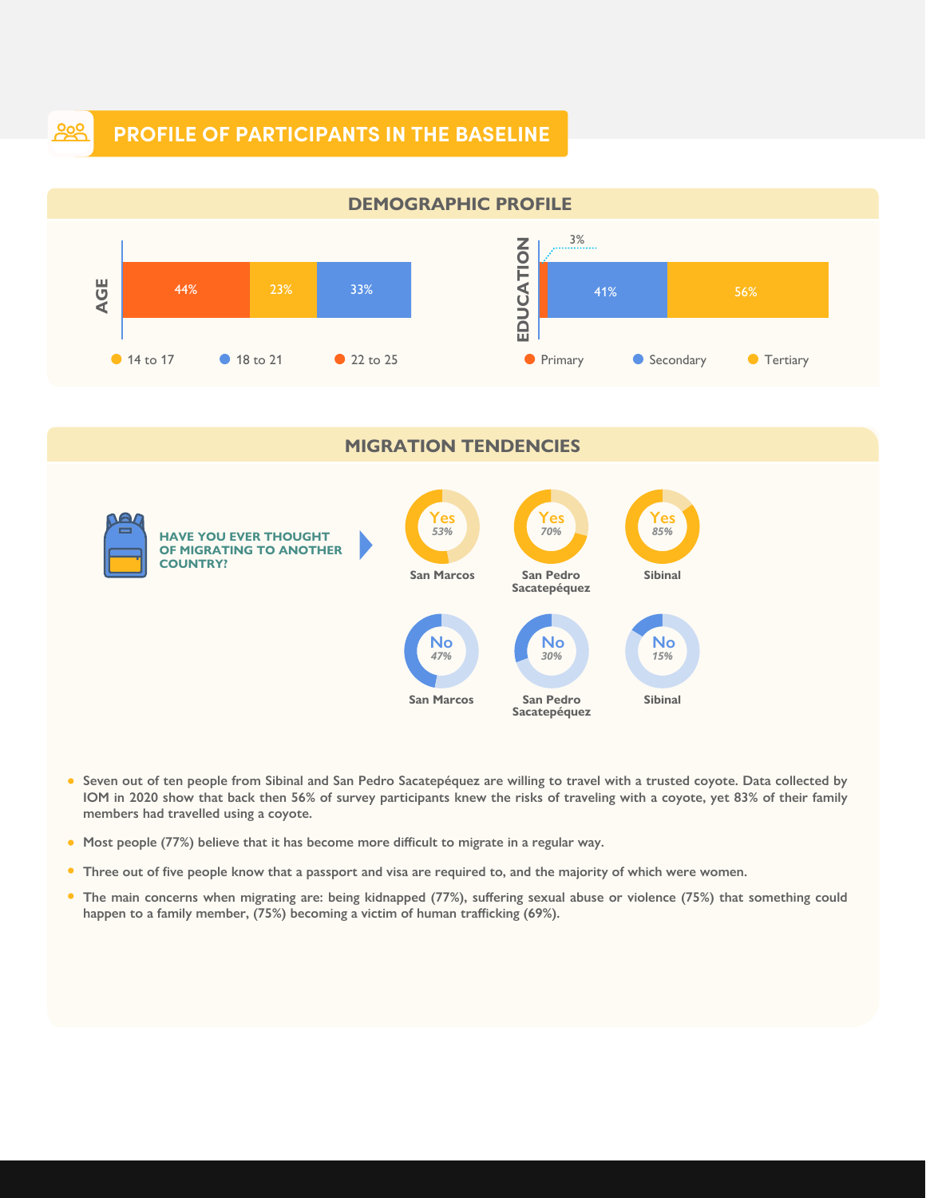## PROFILE OF PARTICIPANTS IN THE BASELINE

### DEMOGRAPHIC PROFILE

**AGE**

| 14 to 17 | 18 to 21 | 22 to 25 |
|---|---|---|
| 23% | 33% | 44% |

**EDUCATION**

| Primary | Secondary | Tertiary |
|---|---|---|
| 3% | 41% | 56% |

### MIGRATION TENDENCIES

**HAVE YOU EVER THOUGHT OF MIGRATING TO ANOTHER COUNTRY?**

| | San Marcos | San Pedro Sacatepéquez | Sibinal |
|---|---|---|---|
| Yes | 53% | 70% | 85% |
| No | 47% | 30% | 15% |

- Seven out of ten people from Sibinal and San Pedro Sacatepéquez are willing to travel with a trusted coyote. Data collected by IOM in 2020 show that back then 56% of survey participants knew the risks of traveling with a coyote, yet 83% of their family members had travelled using a coyote.
- Most people (77%) believe that it has become more difficult to migrate in a regular way.
- Three out of five people know that a passport and visa are required to, and the majority of which were women.
- The main concerns when migrating are: being kidnapped (77%), suffering sexual abuse or violence (75%) that something could happen to a family member, (75%) becoming a victim of human trafficking (69%).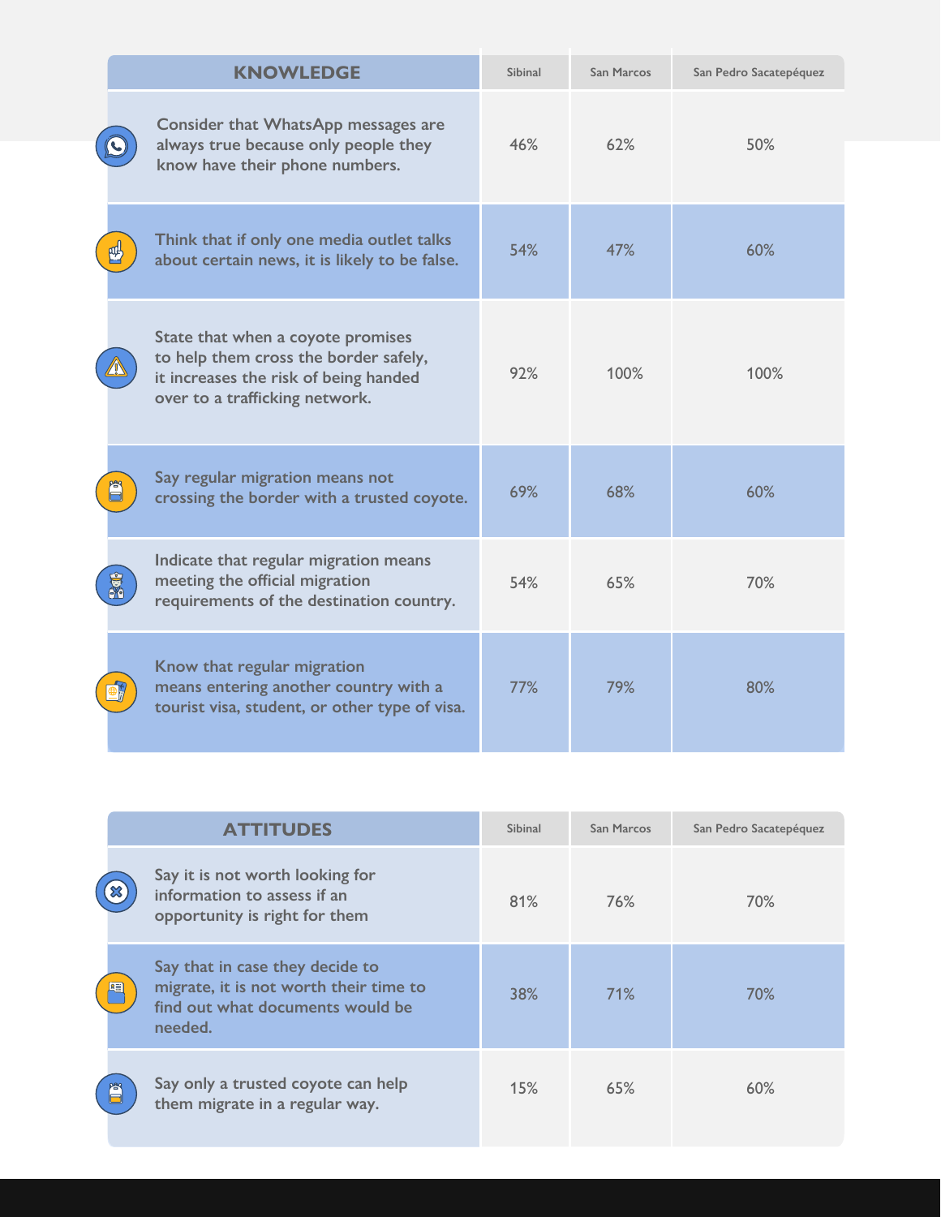| KNOWLEDGE | Sibinal | San Marcos | San Pedro Sacatepéquez |
|---|---|---|---|
| Consider that WhatsApp messages are always true because only people they know have their phone numbers. | 46% | 62% | 50% |
| Think that if only one media outlet talks about certain news, it is likely to be false. | 54% | 47% | 60% |
| State that when a coyote promises to help them cross the border safely, it increases the risk of being handed over to a trafficking network. | 92% | 100% | 100% |
| Say regular migration means not crossing the border with a trusted coyote. | 69% | 68% | 60% |
| Indicate that regular migration means meeting the official migration requirements of the destination country. | 54% | 65% | 70% |
| Know that regular migration means entering another country with a tourist visa, student, or other type of visa. | 77% | 79% | 80% |

| ATTITUDES | Sibinal | San Marcos | San Pedro Sacatepéquez |
|---|---|---|---|
| Say it is not worth looking for information to assess if an opportunity is right for them | 81% | 76% | 70% |
| Say that in case they decide to migrate, it is not worth their time to find out what documents would be needed. | 38% | 71% | 70% |
| Say only a trusted coyote can help them migrate in a regular way. | 15% | 65% | 60% |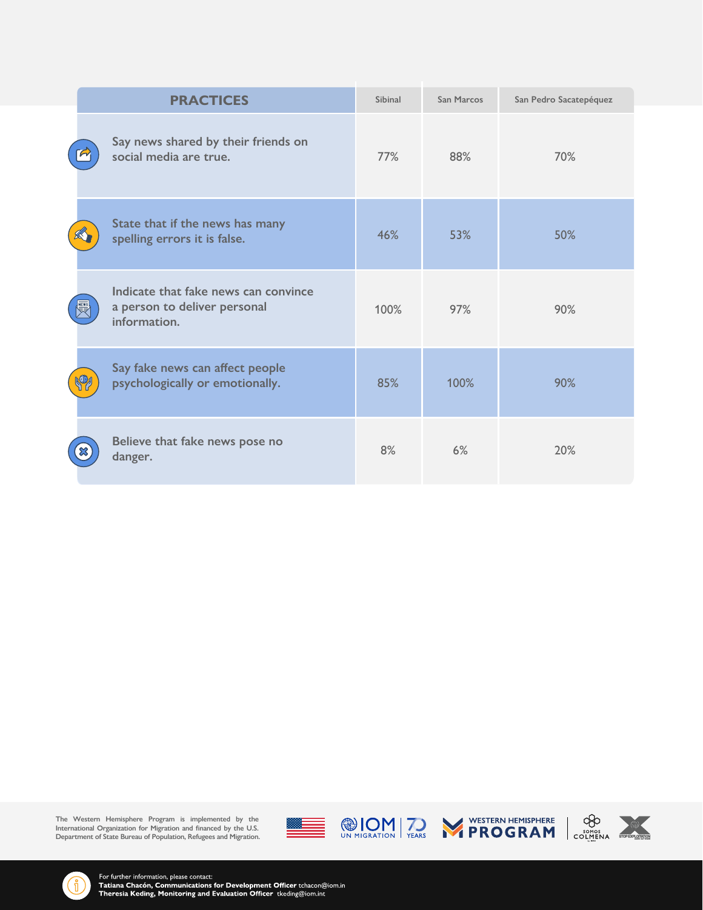| PRACTICES | Sibinal | San Marcos | San Pedro Sacatepéquez |
|---|---|---|---|
| Say news shared by their friends on social media are true. | 77% | 88% | 70% |
| State that if the news has many spelling errors it is false. | 46% | 53% | 50% |
| Indicate that fake news can convince a person to deliver personal information. | 100% | 97% | 90% |
| Say fake news can affect people psychologically or emotionally. | 85% | 100% | 90% |
| Believe that fake news pose no danger. | 8% | 6% | 20% |

The Western Hemisphere Program is implemented by the International Organization for Migration and financed by the U.S. Department of State Bureau of Population, Refugees and Migration.

For further information, please contact:
**Tatiana Chacón, Communications for Development Officer** tchacon@iom.in
**Theresia Keding, Monitoring and Evaluation Officer** tkeding@iom.int